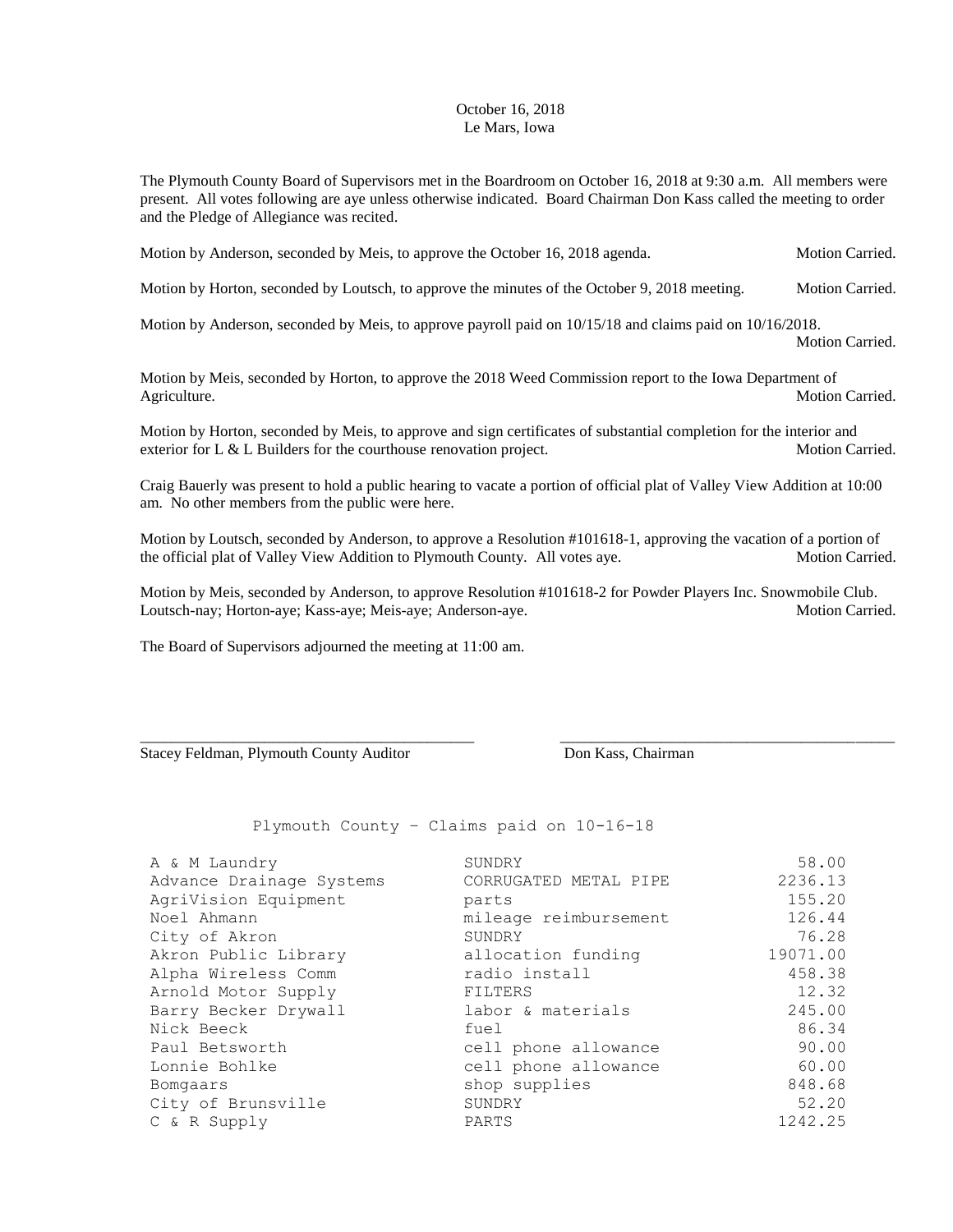October 16, 2018
Le Mars, Iowa

The Plymouth County Board of Supervisors met in the Boardroom on October 16, 2018 at 9:30 a.m. All members were present. All votes following are aye unless otherwise indicated. Board Chairman Don Kass called the meeting to order and the Pledge of Allegiance was recited.

Motion by Anderson, seconded by Meis, to approve the October 16, 2018 agenda. Motion Carried.

Motion by Horton, seconded by Loutsch, to approve the minutes of the October 9, 2018 meeting. Motion Carried.

Motion by Anderson, seconded by Meis, to approve payroll paid on 10/15/18 and claims paid on 10/16/2018. Motion Carried.

Motion by Meis, seconded by Horton, to approve the 2018 Weed Commission report to the Iowa Department of Agriculture. Motion Carried.

Motion by Horton, seconded by Meis, to approve and sign certificates of substantial completion for the interior and exterior for L & L Builders for the courthouse renovation project. Motion Carried.

Craig Bauerly was present to hold a public hearing to vacate a portion of official plat of Valley View Addition at 10:00 am. No other members from the public were here.

Motion by Loutsch, seconded by Anderson, to approve a Resolution #101618-1, approving the vacation of a portion of the official plat of Valley View Addition to Plymouth County. All votes aye. Motion Carried.

Motion by Meis, seconded by Anderson, to approve Resolution #101618-2 for Powder Players Inc. Snowmobile Club. Loutsch-nay; Horton-aye; Kass-aye; Meis-aye; Anderson-aye. Motion Carried.

The Board of Supervisors adjourned the meeting at 11:00 am.

\_\_\_\_\_\_\_\_\_\_\_\_\_\_\_\_\_\_\_\_\_\_\_\_\_\_\_\_\_\_\_\_\_\_\_\_\_\_\_\_ \_\_\_\_\_\_\_\_\_\_\_\_\_\_\_\_\_\_\_\_\_\_\_\_\_\_\_\_\_\_\_\_\_\_\_\_\_\_\_\_

Stacey Feldman, Plymouth County Auditor    Don Kass, Chairman

Plymouth County – Claims paid on 10-16-18

| | | |
|---|---|---|
| A & M Laundry | SUNDRY | 58.00 |
| Advance Drainage Systems | CORRUGATED METAL PIPE | 2236.13 |
| AgriVision Equipment | parts | 155.20 |
| Noel Ahmann | mileage reimbursement | 126.44 |
| City of Akron | SUNDRY | 76.28 |
| Akron Public Library | allocation funding | 19071.00 |
| Alpha Wireless Comm | radio install | 458.38 |
| Arnold Motor Supply | FILTERS | 12.32 |
| Barry Becker Drywall | labor & materials | 245.00 |
| Nick Beeck | fuel | 86.34 |
| Paul Betsworth | cell phone allowance | 90.00 |
| Lonnie Bohlke | cell phone allowance | 60.00 |
| Bomgaars | shop supplies | 848.68 |
| City of Brunsville | SUNDRY | 52.20 |
| C & R Supply | PARTS | 1242.25 |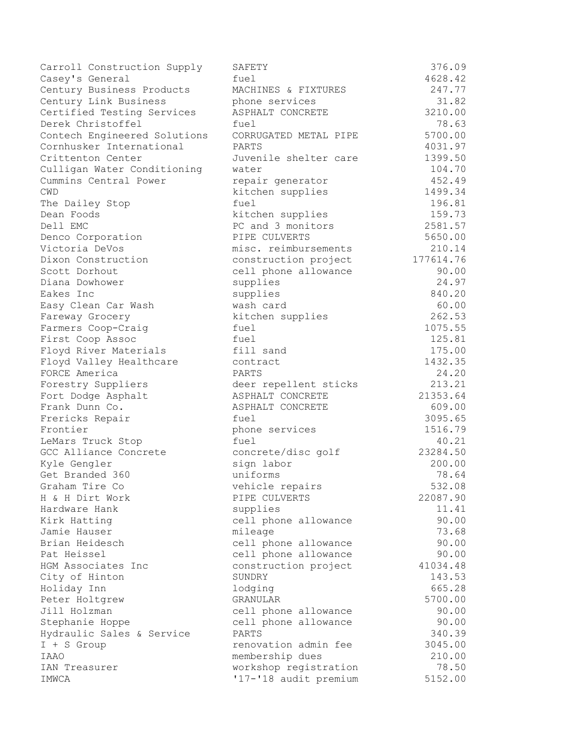| | | |
|---|---|---|
| Carroll Construction Supply | SAFETY | 376.09 |
| Casey's General | fuel | 4628.42 |
| Century Business Products | MACHINES & FIXTURES | 247.77 |
| Century Link Business | phone services | 31.82 |
| Certified Testing Services | ASPHALT CONCRETE | 3210.00 |
| Derek Christoffel | fuel | 78.63 |
| Contech Engineered Solutions | CORRUGATED METAL PIPE | 5700.00 |
| Cornhusker International | PARTS | 4031.97 |
| Crittenton Center | Juvenile shelter care | 1399.50 |
| Culligan Water Conditioning | water | 104.70 |
| Cummins Central Power | repair generator | 452.49 |
| CWD | kitchen supplies | 1499.34 |
| The Dailey Stop | fuel | 196.81 |
| Dean Foods | kitchen supplies | 159.73 |
| Dell EMC | PC and 3 monitors | 2581.57 |
| Denco Corporation | PIPE CULVERTS | 5650.00 |
| Victoria DeVos | misc. reimbursements | 210.14 |
| Dixon Construction | construction project | 177614.76 |
| Scott Dorhout | cell phone allowance | 90.00 |
| Diana Dowhower | supplies | 24.97 |
| Eakes Inc | supplies | 840.20 |
| Easy Clean Car Wash | wash card | 60.00 |
| Fareway Grocery | kitchen supplies | 262.53 |
| Farmers Coop-Craig | fuel | 1075.55 |
| First Coop Assoc | fuel | 125.81 |
| Floyd River Materials | fill sand | 175.00 |
| Floyd Valley Healthcare | contract | 1432.35 |
| FORCE America | PARTS | 24.20 |
| Forestry Suppliers | deer repellent sticks | 213.21 |
| Fort Dodge Asphalt | ASPHALT CONCRETE | 21353.64 |
| Frank Dunn Co. | ASPHALT CONCRETE | 609.00 |
| Frericks Repair | fuel | 3095.65 |
| Frontier | phone services | 1516.79 |
| LeMars Truck Stop | fuel | 40.21 |
| GCC Alliance Concrete | concrete/disc golf | 23284.50 |
| Kyle Gengler | sign labor | 200.00 |
| Get Branded 360 | uniforms | 78.64 |
| Graham Tire Co | vehicle repairs | 532.08 |
| H & H Dirt Work | PIPE CULVERTS | 22087.90 |
| Hardware Hank | supplies | 11.41 |
| Kirk Hatting | cell phone allowance | 90.00 |
| Jamie Hauser | mileage | 73.68 |
| Brian Heidesch | cell phone allowance | 90.00 |
| Pat Heissel | cell phone allowance | 90.00 |
| HGM Associates Inc | construction project | 41034.48 |
| City of Hinton | SUNDRY | 143.53 |
| Holiday Inn | lodging | 665.28 |
| Peter Holtgrew | GRANULAR | 5700.00 |
| Jill Holzman | cell phone allowance | 90.00 |
| Stephanie Hoppe | cell phone allowance | 90.00 |
| Hydraulic Sales & Service | PARTS | 340.39 |
| I + S Group | renovation admin fee | 3045.00 |
| IAAO | membership dues | 210.00 |
| IAN Treasurer | workshop registration | 78.50 |
| IMWCA | '17-'18 audit premium | 5152.00 |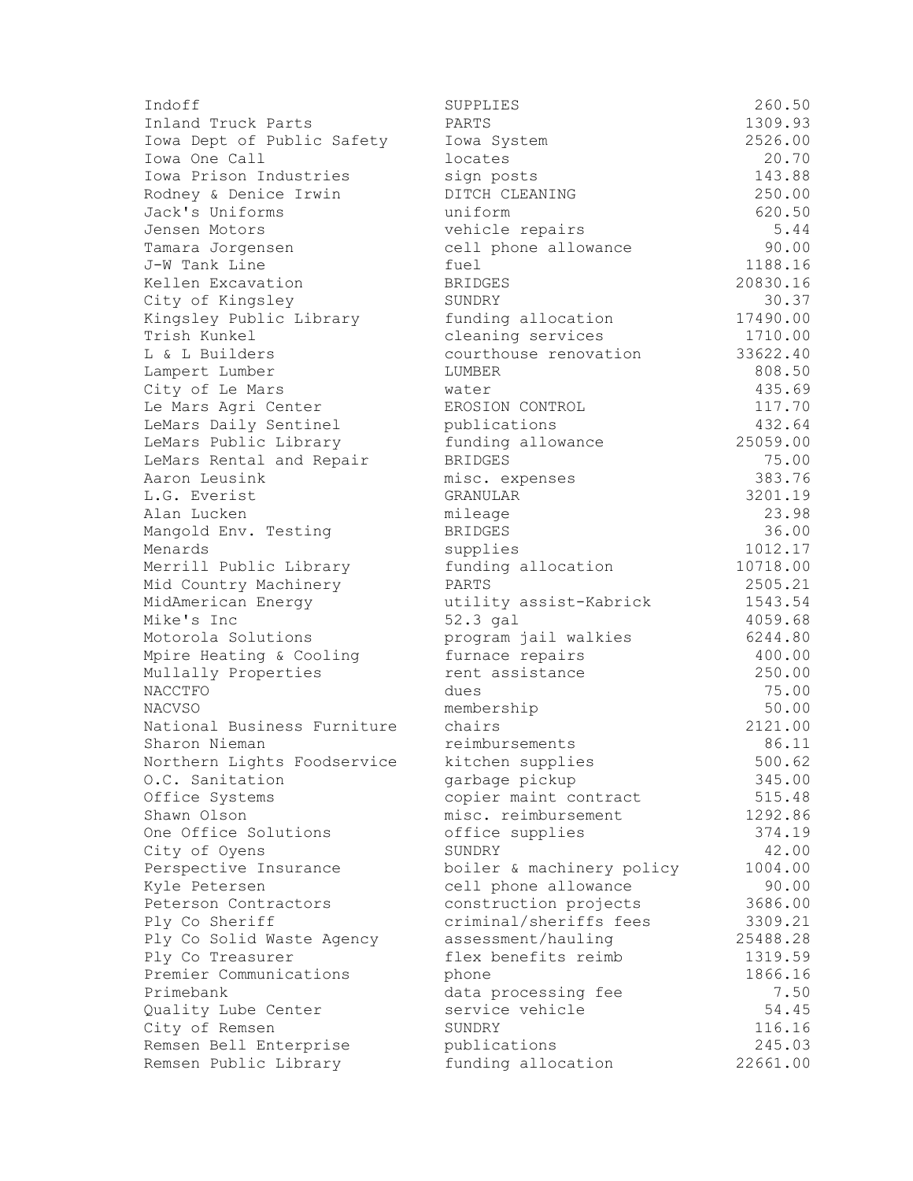| | | |
|---|---|---|
| Indoff | SUPPLIES | 260.50 |
| Inland Truck Parts | PARTS | 1309.93 |
| Iowa Dept of Public Safety | Iowa System | 2526.00 |
| Iowa One Call | locates | 20.70 |
| Iowa Prison Industries | sign posts | 143.88 |
| Rodney & Denice Irwin | DITCH CLEANING | 250.00 |
| Jack's Uniforms | uniform | 620.50 |
| Jensen Motors | vehicle repairs | 5.44 |
| Tamara Jorgensen | cell phone allowance | 90.00 |
| J-W Tank Line | fuel | 1188.16 |
| Kellen Excavation | BRIDGES | 20830.16 |
| City of Kingsley | SUNDRY | 30.37 |
| Kingsley Public Library | funding allocation | 17490.00 |
| Trish Kunkel | cleaning services | 1710.00 |
| L & L Builders | courthouse renovation | 33622.40 |
| Lampert Lumber | LUMBER | 808.50 |
| City of Le Mars | water | 435.69 |
| Le Mars Agri Center | EROSION CONTROL | 117.70 |
| LeMars Daily Sentinel | publications | 432.64 |
| LeMars Public Library | funding allowance | 25059.00 |
| LeMars Rental and Repair | BRIDGES | 75.00 |
| Aaron Leusink | misc. expenses | 383.76 |
| L.G. Everist | GRANULAR | 3201.19 |
| Alan Lucken | mileage | 23.98 |
| Mangold Env. Testing | BRIDGES | 36.00 |
| Menards | supplies | 1012.17 |
| Merrill Public Library | funding allocation | 10718.00 |
| Mid Country Machinery | PARTS | 2505.21 |
| MidAmerican Energy | utility assist-Kabrick | 1543.54 |
| Mike's Inc | 52.3 gal | 4059.68 |
| Motorola Solutions | program jail walkies | 6244.80 |
| Mpire Heating & Cooling | furnace repairs | 400.00 |
| Mullally Properties | rent assistance | 250.00 |
| NACCTFO | dues | 75.00 |
| NACVSO | membership | 50.00 |
| National Business Furniture | chairs | 2121.00 |
| Sharon Nieman | reimbursements | 86.11 |
| Northern Lights Foodservice | kitchen supplies | 500.62 |
| O.C. Sanitation | garbage pickup | 345.00 |
| Office Systems | copier maint contract | 515.48 |
| Shawn Olson | misc. reimbursement | 1292.86 |
| One Office Solutions | office supplies | 374.19 |
| City of Oyens | SUNDRY | 42.00 |
| Perspective Insurance | boiler & machinery policy | 1004.00 |
| Kyle Petersen | cell phone allowance | 90.00 |
| Peterson Contractors | construction projects | 3686.00 |
| Ply Co Sheriff | criminal/sheriffs fees | 3309.21 |
| Ply Co Solid Waste Agency | assessment/hauling | 25488.28 |
| Ply Co Treasurer | flex benefits reimb | 1319.59 |
| Premier Communications | phone | 1866.16 |
| Primebank | data processing fee | 7.50 |
| Quality Lube Center | service vehicle | 54.45 |
| City of Remsen | SUNDRY | 116.16 |
| Remsen Bell Enterprise | publications | 245.03 |
| Remsen Public Library | funding allocation | 22661.00 |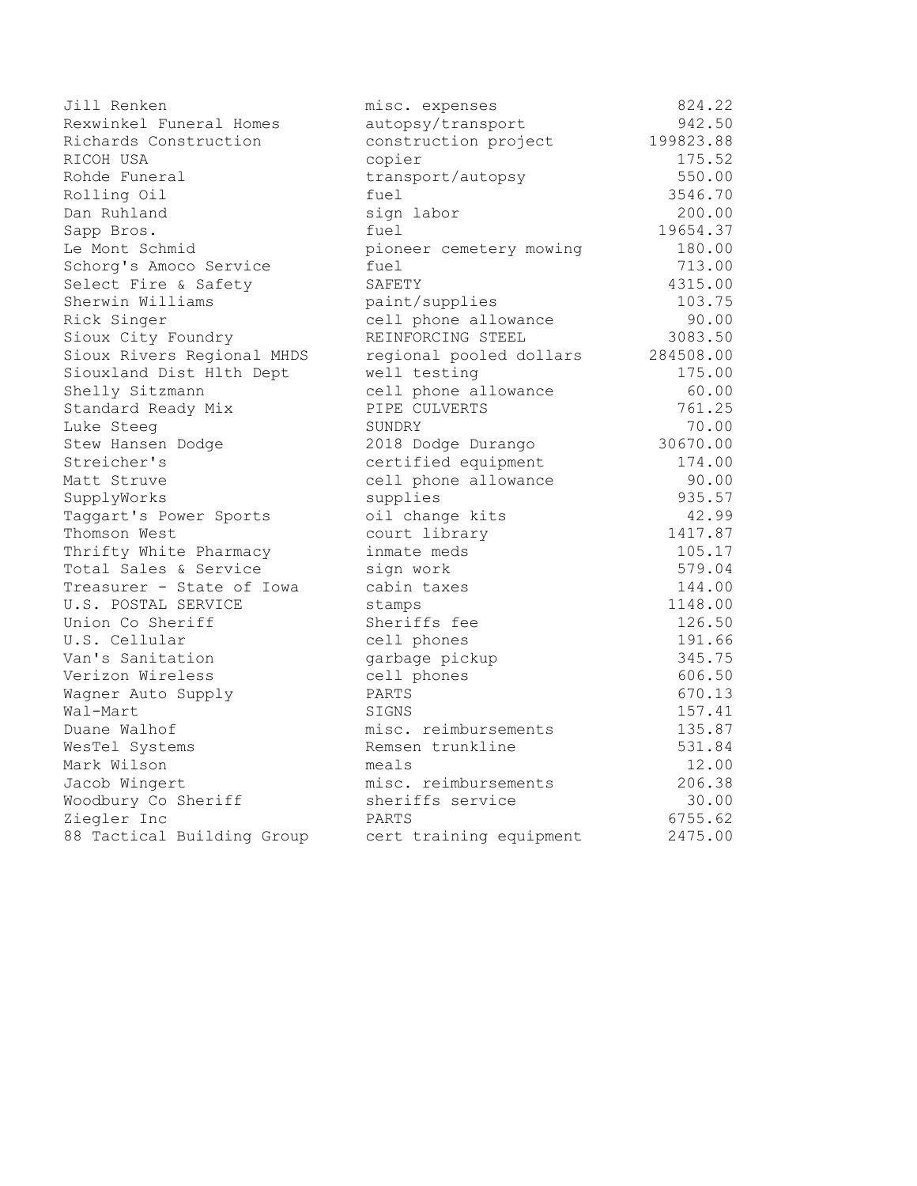| | | |
|---|---|---|
| Jill Renken | misc. expenses | 824.22 |
| Rexwinkel Funeral Homes | autopsy/transport | 942.50 |
| Richards Construction | construction project | 199823.88 |
| RICOH USA | copier | 175.52 |
| Rohde Funeral | transport/autopsy | 550.00 |
| Rolling Oil | fuel | 3546.70 |
| Dan Ruhland | sign labor | 200.00 |
| Sapp Bros. | fuel | 19654.37 |
| Le Mont Schmid | pioneer cemetery mowing | 180.00 |
| Schorg's Amoco Service | fuel | 713.00 |
| Select Fire & Safety | SAFETY | 4315.00 |
| Sherwin Williams | paint/supplies | 103.75 |
| Rick Singer | cell phone allowance | 90.00 |
| Sioux City Foundry | REINFORCING STEEL | 3083.50 |
| Sioux Rivers Regional MHDS | regional pooled dollars | 284508.00 |
| Siouxland Dist Hlth Dept | well testing | 175.00 |
| Shelly Sitzmann | cell phone allowance | 60.00 |
| Standard Ready Mix | PIPE CULVERTS | 761.25 |
| Luke Steeg | SUNDRY | 70.00 |
| Stew Hansen Dodge | 2018 Dodge Durango | 30670.00 |
| Streicher's | certified equipment | 174.00 |
| Matt Struve | cell phone allowance | 90.00 |
| SupplyWorks | supplies | 935.57 |
| Taggart's Power Sports | oil change kits | 42.99 |
| Thomson West | court library | 1417.87 |
| Thrifty White Pharmacy | inmate meds | 105.17 |
| Total Sales & Service | sign work | 579.04 |
| Treasurer - State of Iowa | cabin taxes | 144.00 |
| U.S. POSTAL SERVICE | stamps | 1148.00 |
| Union Co Sheriff | Sheriffs fee | 126.50 |
| U.S. Cellular | cell phones | 191.66 |
| Van's Sanitation | garbage pickup | 345.75 |
| Verizon Wireless | cell phones | 606.50 |
| Wagner Auto Supply | PARTS | 670.13 |
| Wal-Mart | SIGNS | 157.41 |
| Duane Walhof | misc. reimbursements | 135.87 |
| WesTel Systems | Remsen trunkline | 531.84 |
| Mark Wilson | meals | 12.00 |
| Jacob Wingert | misc. reimbursements | 206.38 |
| Woodbury Co Sheriff | sheriffs service | 30.00 |
| Ziegler Inc | PARTS | 6755.62 |
| 88 Tactical Building Group | cert training equipment | 2475.00 |